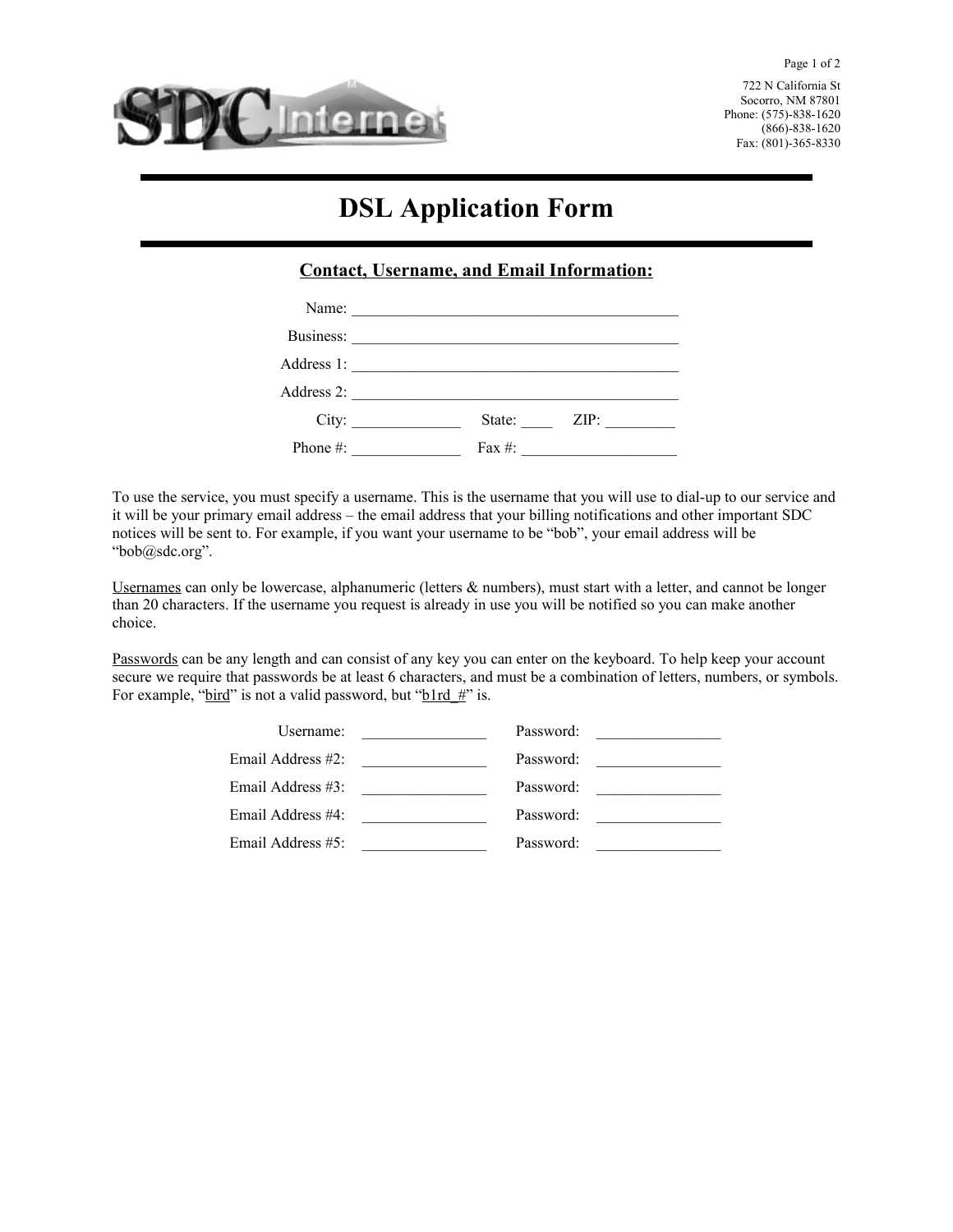722 N California St
Socorro, NM 87801
Phone: (575)-838-1620
(866)-838-1620
Fax: (801)-365-8330

# DSL Application Form

## Contact, Username, and Email Information:

Name: ________________________________________

Business: ________________________________________

Address 1: ________________________________________

Address 2: ________________________________________

City: ______________ State: ____ ZIP: _________

Phone #: ______________ Fax #: ____________________

To use the service, you must specify a username. This is the username that you will use to dial-up to our service and it will be your primary email address – the email address that your billing notifications and other important SDC notices will be sent to. For example, if you want your username to be "bob", your email address will be "bob@sdc.org".

Usernames can only be lowercase, alphanumeric (letters & numbers), must start with a letter, and cannot be longer than 20 characters. If the username you request is already in use you will be notified so you can make another choice.

Passwords can be any length and can consist of any key you can enter on the keyboard. To help keep your account secure we require that passwords be at least 6 characters, and must be a combination of letters, numbers, or symbols. For example, "bird" is not a valid password, but "b1rd_#" is.

Username: ________________ Password: ________________

Email Address #2: ________________ Password: ________________

Email Address #3: ________________ Password: ________________

Email Address #4: ________________ Password: ________________

Email Address #5: ________________ Password: ________________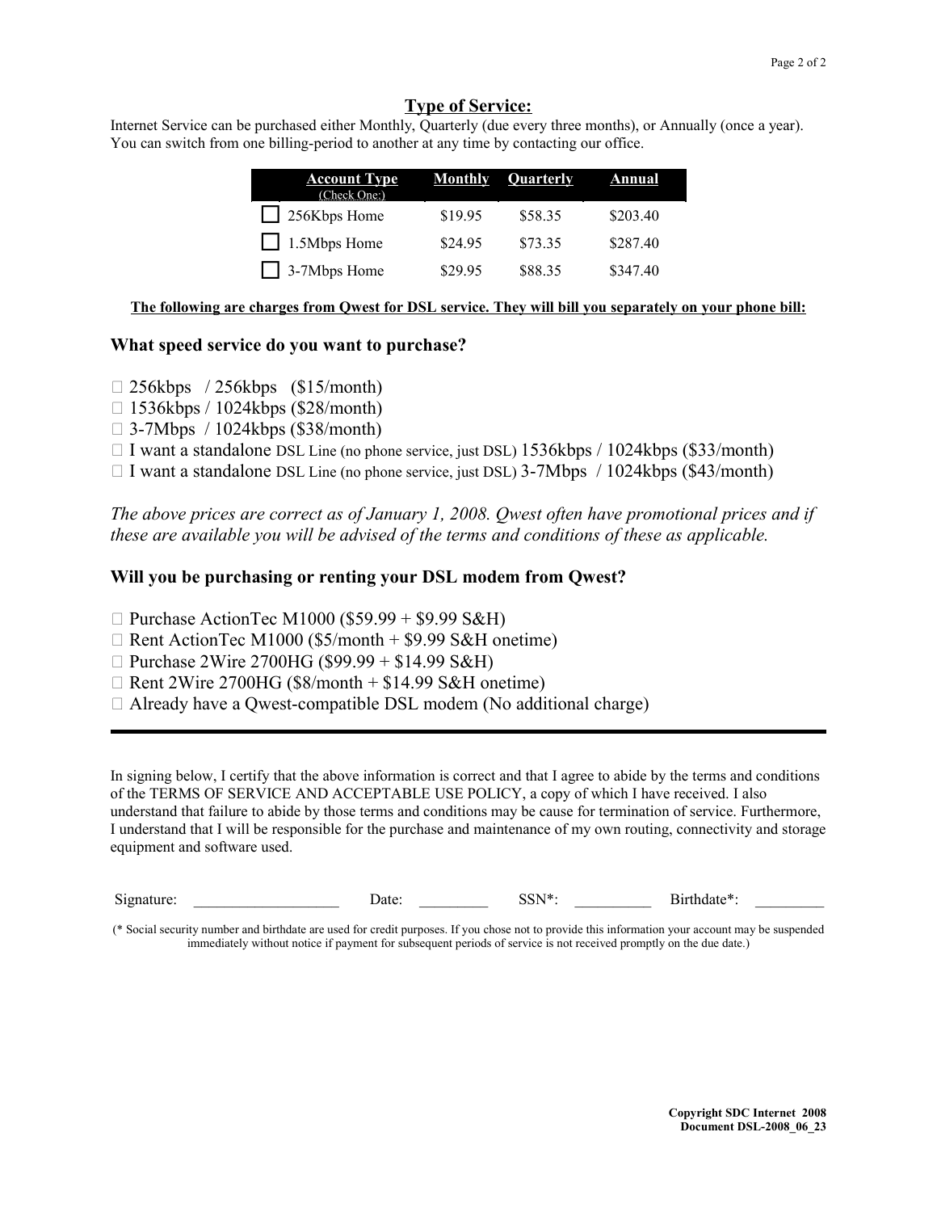## Type of Service:

Internet Service can be purchased either Monthly, Quarterly (due every three months), or Annually (once a year). You can switch from one billing-period to another at any time by contacting our office.

| Account Type (Check One:) | Monthly | Quarterly | Annual |
|---|---|---|---|
| ☐ 256Kbps Home | $19.95 | $58.35 | $203.40 |
| ☐ 1.5Mbps Home | $24.95 | $73.35 | $287.40 |
| ☐ 3-7Mbps Home | $29.95 | $88.35 | $347.40 |

**The following are charges from Qwest for DSL service. They will bill you separately on your phone bill:**

### What speed service do you want to purchase?

- ☐ 256kbps / 256kbps ($15/month)
- ☐ 1536kbps / 1024kbps ($28/month)
- ☐ 3-7Mbps / 1024kbps ($38/month)
- ☐ I want a standalone DSL Line (no phone service, just DSL) 1536kbps / 1024kbps ($33/month)
- ☐ I want a standalone DSL Line (no phone service, just DSL) 3-7Mbps / 1024kbps ($43/month)

*The above prices are correct as of January 1, 2008. Qwest often have promotional prices and if these are available you will be advised of the terms and conditions of these as applicable.*

### Will you be purchasing or renting your DSL modem from Qwest?

- ☐ Purchase ActionTec M1000 ($59.99 + $9.99 S&H)
- ☐ Rent ActionTec M1000 ($5/month + $9.99 S&H onetime)
- ☐ Purchase 2Wire 2700HG ($99.99 + $14.99 S&H)
- ☐ Rent 2Wire 2700HG ($8/month + $14.99 S&H onetime)
- ☐ Already have a Qwest-compatible DSL modem (No additional charge)

---

In signing below, I certify that the above information is correct and that I agree to abide by the terms and conditions of the TERMS OF SERVICE AND ACCEPTABLE USE POLICY, a copy of which I have received. I also understand that failure to abide by those terms and conditions may be cause for termination of service. Furthermore, I understand that I will be responsible for the purchase and maintenance of my own routing, connectivity and storage equipment and software used.

Signature: ___________________ Date: _________ SSN*: __________ Birthdate*: _________

(* Social security number and birthdate are used for credit purposes. If you chose not to provide this information your account may be suspended immediately without notice if payment for subsequent periods of service is not received promptly on the due date.)

**Copyright SDC Internet 2008**
**Document DSL-2008_06_23**